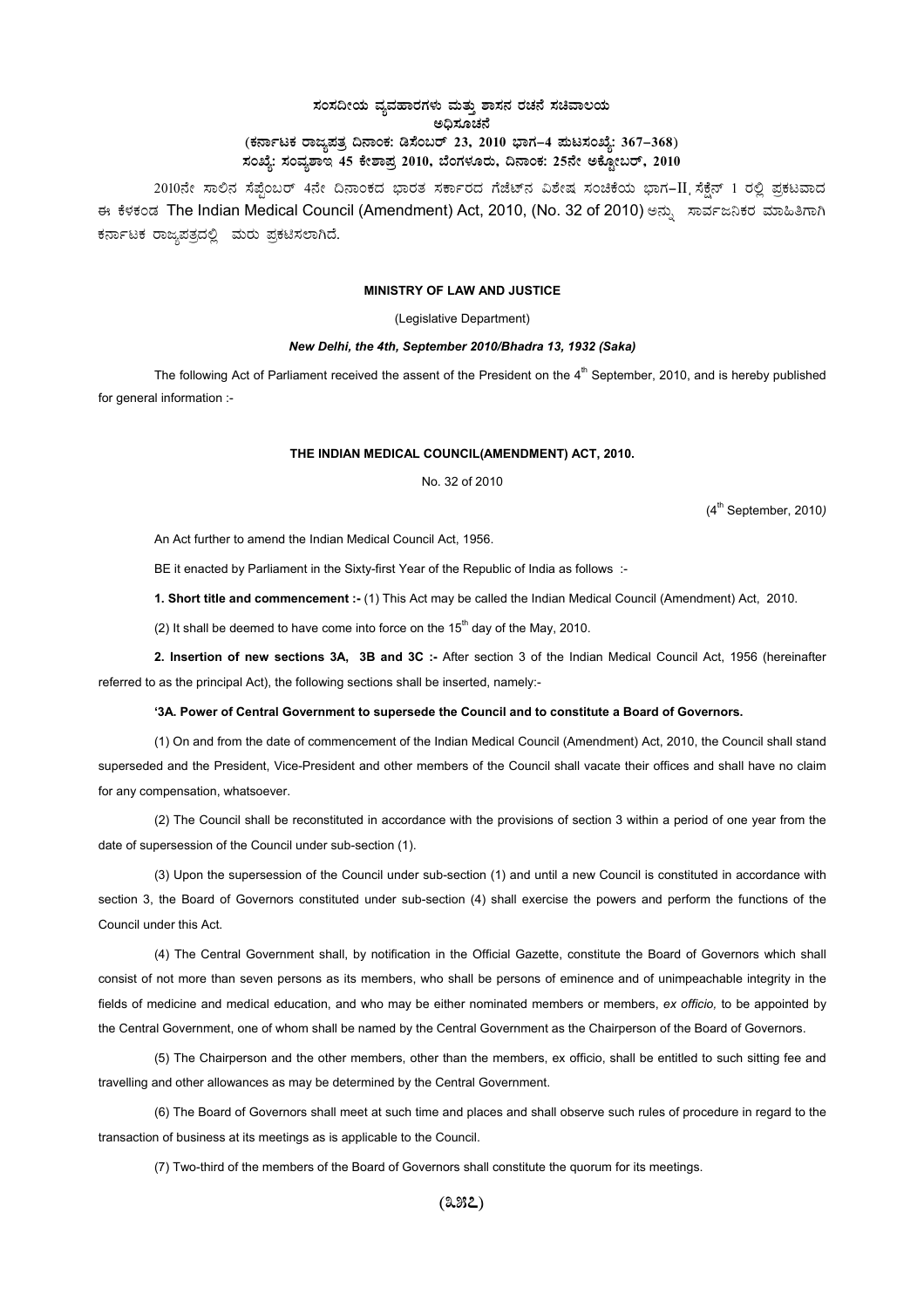# ಸಂಸದೀಯ ವ್ಯವಹಾರಗಳು ಮತ್ತು ಶಾಸನ ರಚನೆ ಸಚಿವಾಲಯ

## ಅಧಿಸೂಚನೆ

**(ಕರ್ನಾಟಕ ರಾಜ್ಯಪತ್ರ ದಿನಾಂಕ: ಡಿಸೆಂಬರ್ 23, 2010 ಭಾಗ–4 ಪುಟಸಂಖ್ಯೆ: 367–368)**

**ಸಂಖ್ಯೆ: ಸಂವ್ಯಶಾಇ 45 ಕೇಶಾಪ್ರ 2010, ಬೆಂಗಳೂರು, ದಿನಾಂಕ: 25ನೇ ಅಕ್ಟೋಬರ್, 2010**

2010ನೇ ಸಾಲಿನ ಸೆಪ್ಟೆಂಬರ್ 4ನೇ ದಿನಾಂಕದ ಭಾರತ ಸರ್ಕಾರದ ಗೆಜೆಟ್‌ನ ವಿಶೇಷ ಸಂಚಿಕೆಯ ಭಾಗ–II ಸೆಕ್ಷನ್ 1 ರಲ್ಲಿ ಪ್ರಕಟವಾದ ಈ ಕೆಳಕಂಡ The Indian Medical Council (Amendment) Act, 2010, (No. 32 of 2010) ಅನ್ನು ಸಾರ್ವಜನಿಕರ ಮಾಹಿತಿಗಾಗಿ ಕರ್ನಾಟಕ ರಾಜ್ಯಪತ್ರದಲ್ಲಿ ಮರು ಪ್ರಕಟಿಸಲಾಗಿದೆ.

**MINISTRY OF LAW AND JUSTICE**

(Legislative Department)

***New Delhi, the 4th, September 2010/Bhadra 13, 1932 (Saka)***

The following Act of Parliament received the assent of the President on the 4th September, 2010, and is hereby published for general information :-

**THE INDIAN MEDICAL COUNCIL(AMENDMENT) ACT, 2010.**

No. 32 of 2010

(4th September, 2010*)*

An Act further to amend the Indian Medical Council Act, 1956.

BE it enacted by Parliament in the Sixty-first Year of the Republic of India as follows :-

**1. Short title and commencement :-** (1) This Act may be called the Indian Medical Council (Amendment) Act, 2010.

(2) It shall be deemed to have come into force on the 15th day of the May, 2010.

**2. Insertion of new sections 3A, 3B and 3C :-** After section 3 of the Indian Medical Council Act, 1956 (hereinafter referred to as the principal Act), the following sections shall be inserted, namely:-

**'3A. Power of Central Government to supersede the Council and to constitute a Board of Governors.**

(1) On and from the date of commencement of the Indian Medical Council (Amendment) Act, 2010, the Council shall stand superseded and the President, Vice-President and other members of the Council shall vacate their offices and shall have no claim for any compensation, whatsoever.

(2) The Council shall be reconstituted in accordance with the provisions of section 3 within a period of one year from the date of supersession of the Council under sub-section (1).

(3) Upon the supersession of the Council under sub-section (1) and until a new Council is constituted in accordance with section 3, the Board of Governors constituted under sub-section (4) shall exercise the powers and perform the functions of the Council under this Act.

(4) The Central Government shall, by notification in the Official Gazette, constitute the Board of Governors which shall consist of not more than seven persons as its members, who shall be persons of eminence and of unimpeachable integrity in the fields of medicine and medical education, and who may be either nominated members or members, *ex officio,* to be appointed by the Central Government, one of whom shall be named by the Central Government as the Chairperson of the Board of Governors.

(5) The Chairperson and the other members, other than the members, ex officio, shall be entitled to such sitting fee and travelling and other allowances as may be determined by the Central Government.

(6) The Board of Governors shall meet at such time and places and shall observe such rules of procedure in regard to the transaction of business at its meetings as is applicable to the Council.

(7) Two-third of the members of the Board of Governors shall constitute the quorum for its meetings.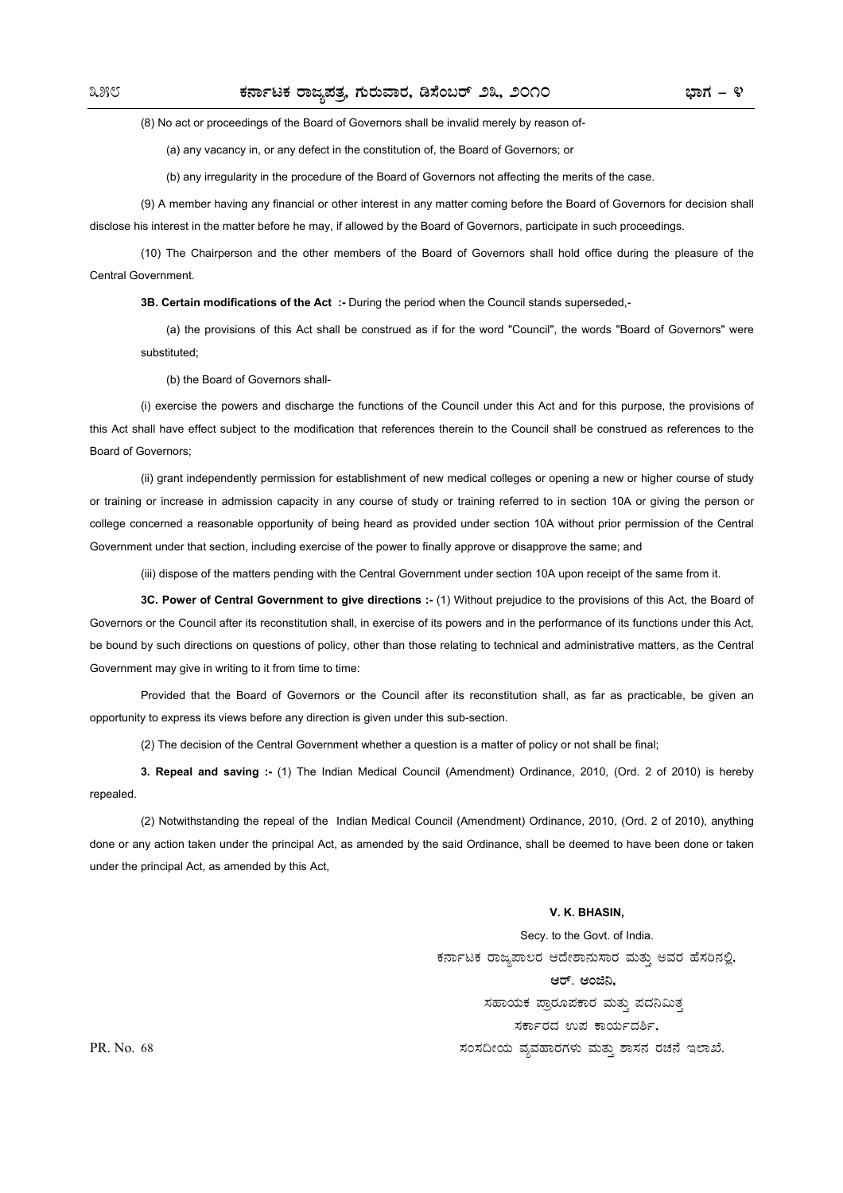(8) No act or proceedings of the Board of Governors shall be invalid merely by reason of-

(a) any vacancy in, or any defect in the constitution of, the Board of Governors; or

(b) any irregularity in the procedure of the Board of Governors not affecting the merits of the case.

(9) A member having any financial or other interest in any matter coming before the Board of Governors for decision shall disclose his interest in the matter before he may, if allowed by the Board of Governors, participate in such proceedings.

(10) The Chairperson and the other members of the Board of Governors shall hold office during the pleasure of the Central Government.

**3B. Certain modifications of the Act :-** During the period when the Council stands superseded,-

(a) the provisions of this Act shall be construed as if for the word "Council", the words "Board of Governors" were substituted;

(b) the Board of Governors shall-

(i) exercise the powers and discharge the functions of the Council under this Act and for this purpose, the provisions of this Act shall have effect subject to the modification that references therein to the Council shall be construed as references to the Board of Governors;

(ii) grant independently permission for establishment of new medical colleges or opening a new or higher course of study or training or increase in admission capacity in any course of study or training referred to in section 10A or giving the person or college concerned a reasonable opportunity of being heard as provided under section 10A without prior permission of the Central Government under that section, including exercise of the power to finally approve or disapprove the same; and

(iii) dispose of the matters pending with the Central Government under section 10A upon receipt of the same from it.

**3C. Power of Central Government to give directions :-** (1) Without prejudice to the provisions of this Act, the Board of Governors or the Council after its reconstitution shall, in exercise of its powers and in the performance of its functions under this Act, be bound by such directions on questions of policy, other than those relating to technical and administrative matters, as the Central Government may give in writing to it from time to time:

Provided that the Board of Governors or the Council after its reconstitution shall, as far as practicable, be given an opportunity to express its views before any direction is given under this sub-section.

(2) The decision of the Central Government whether a question is a matter of policy or not shall be final;

**3. Repeal and saving :-** (1) The Indian Medical Council (Amendment) Ordinance, 2010, (Ord. 2 of 2010) is hereby repealed.

(2) Notwithstanding the repeal of the Indian Medical Council (Amendment) Ordinance, 2010, (Ord. 2 of 2010), anything done or any action taken under the principal Act, as amended by the said Ordinance, shall be deemed to have been done or taken under the principal Act, as amended by this Act,

**V. K. BHASIN,**

Secy. to the Govt. of India.

ಕರ್ನಾಟಕ ರಾಜ್ಯಪಾಲರ ಆದೇಶಾನುಸಾರ ಮತ್ತು ಅವರ ಹೆಸರಿನಲ್ಲಿ,

**ಆರ್. ಆಂಜಿನಿ,**

ಸಹಾಯಕ ಪ್ರಾರೂಪಕಾರ ಮತ್ತು ಪದನಿಮಿತ್ತ

ಸರ್ಕಾರದ ಉಪ ಕಾರ್ಯದರ್ಶಿ,

ಸಂಸದೀಯ ವ್ಯವಹಾರಗಳು ಮತ್ತು ಶಾಸನ ರಚನೆ ಇಲಾಖೆ.

PR. No. 68